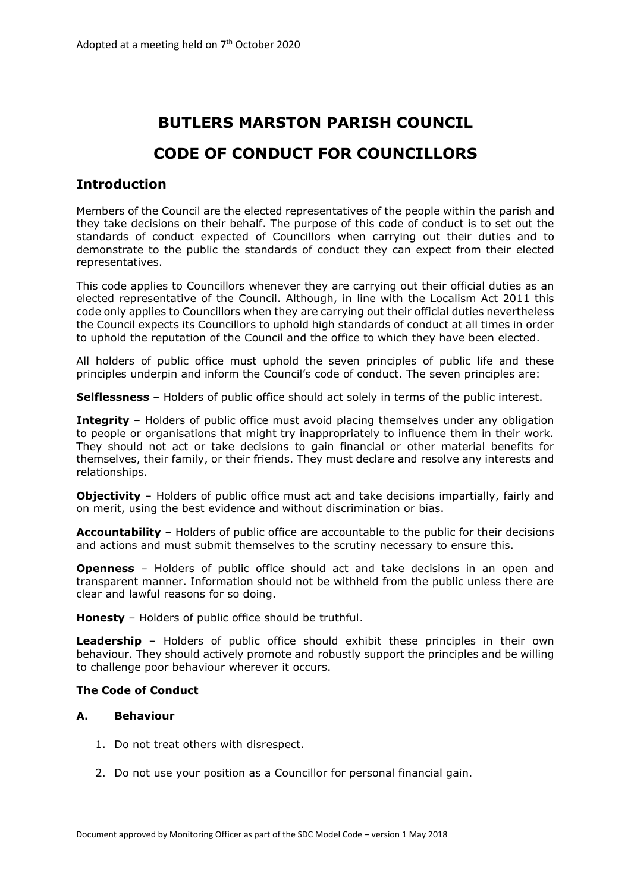Adopted at a meeting held on 7th October 2020

# BUTLERS MARSTON PARISH COUNCIL

# CODE OF CONDUCT FOR COUNCILLORS

## Introduction

Members of the Council are the elected representatives of the people within the parish and they take decisions on their behalf. The purpose of this code of conduct is to set out the standards of conduct expected of Councillors when carrying out their duties and to demonstrate to the public the standards of conduct they can expect from their elected representatives.

This code applies to Councillors whenever they are carrying out their official duties as an elected representative of the Council. Although, in line with the Localism Act 2011 this code only applies to Councillors when they are carrying out their official duties nevertheless the Council expects its Councillors to uphold high standards of conduct at all times in order to uphold the reputation of the Council and the office to which they have been elected.

All holders of public office must uphold the seven principles of public life and these principles underpin and inform the Council's code of conduct. The seven principles are:

**Selflessness** – Holders of public office should act solely in terms of the public interest.

**Integrity** – Holders of public office must avoid placing themselves under any obligation to people or organisations that might try inappropriately to influence them in their work. They should not act or take decisions to gain financial or other material benefits for themselves, their family, or their friends. They must declare and resolve any interests and relationships.

**Objectivity** – Holders of public office must act and take decisions impartially, fairly and on merit, using the best evidence and without discrimination or bias.

**Accountability** – Holders of public office are accountable to the public for their decisions and actions and must submit themselves to the scrutiny necessary to ensure this.

**Openness** – Holders of public office should act and take decisions in an open and transparent manner. Information should not be withheld from the public unless there are clear and lawful reasons for so doing.

**Honesty** – Holders of public office should be truthful.

**Leadership** – Holders of public office should exhibit these principles in their own behaviour. They should actively promote and robustly support the principles and be willing to challenge poor behaviour wherever it occurs.

**The Code of Conduct**

**A. Behaviour**

1. Do not treat others with disrespect.

2. Do not use your position as a Councillor for personal financial gain.

Document approved by Monitoring Officer as part of the SDC Model Code – version 1 May 2018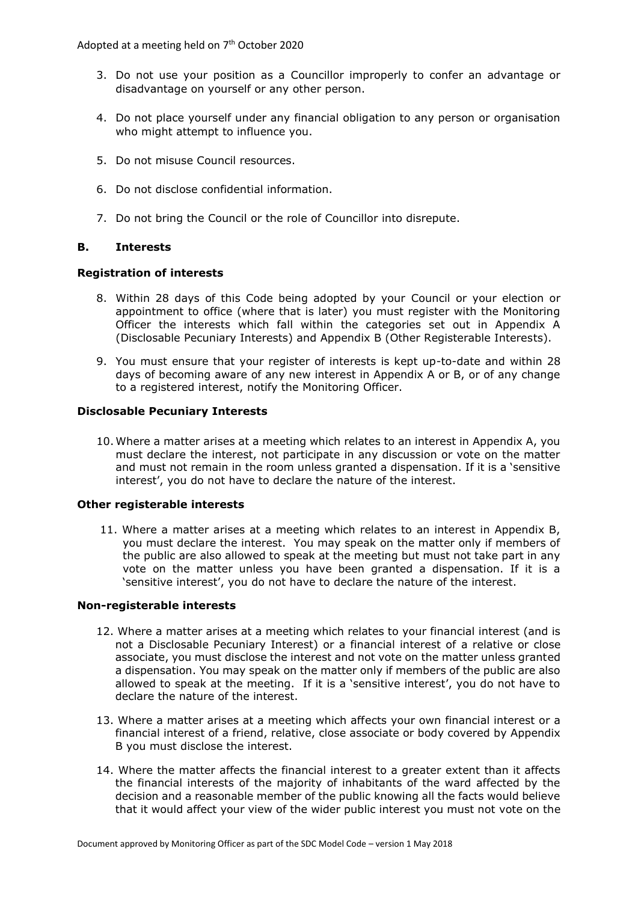3. Do not use your position as a Councillor improperly to confer an advantage or disadvantage on yourself or any other person.

4. Do not place yourself under any financial obligation to any person or organisation who might attempt to influence you.

5. Do not misuse Council resources.

6. Do not disclose confidential information.

7. Do not bring the Council or the role of Councillor into disrepute.

## B. Interests

### Registration of interests

8. Within 28 days of this Code being adopted by your Council or your election or appointment to office (where that is later) you must register with the Monitoring Officer the interests which fall within the categories set out in Appendix A (Disclosable Pecuniary Interests) and Appendix B (Other Registerable Interests).

9. You must ensure that your register of interests is kept up-to-date and within 28 days of becoming aware of any new interest in Appendix A or B, or of any change to a registered interest, notify the Monitoring Officer.

### Disclosable Pecuniary Interests

10. Where a matter arises at a meeting which relates to an interest in Appendix A, you must declare the interest, not participate in any discussion or vote on the matter and must not remain in the room unless granted a dispensation. If it is a 'sensitive interest', you do not have to declare the nature of the interest.

### Other registerable interests

11. Where a matter arises at a meeting which relates to an interest in Appendix B, you must declare the interest. You may speak on the matter only if members of the public are also allowed to speak at the meeting but must not take part in any vote on the matter unless you have been granted a dispensation. If it is a 'sensitive interest', you do not have to declare the nature of the interest.

### Non-registerable interests

12. Where a matter arises at a meeting which relates to your financial interest (and is not a Disclosable Pecuniary Interest) or a financial interest of a relative or close associate, you must disclose the interest and not vote on the matter unless granted a dispensation. You may speak on the matter only if members of the public are also allowed to speak at the meeting. If it is a 'sensitive interest', you do not have to declare the nature of the interest.

13. Where a matter arises at a meeting which affects your own financial interest or a financial interest of a friend, relative, close associate or body covered by Appendix B you must disclose the interest.

14. Where the matter affects the financial interest to a greater extent than it affects the financial interests of the majority of inhabitants of the ward affected by the decision and a reasonable member of the public knowing all the facts would believe that it would affect your view of the wider public interest you must not vote on the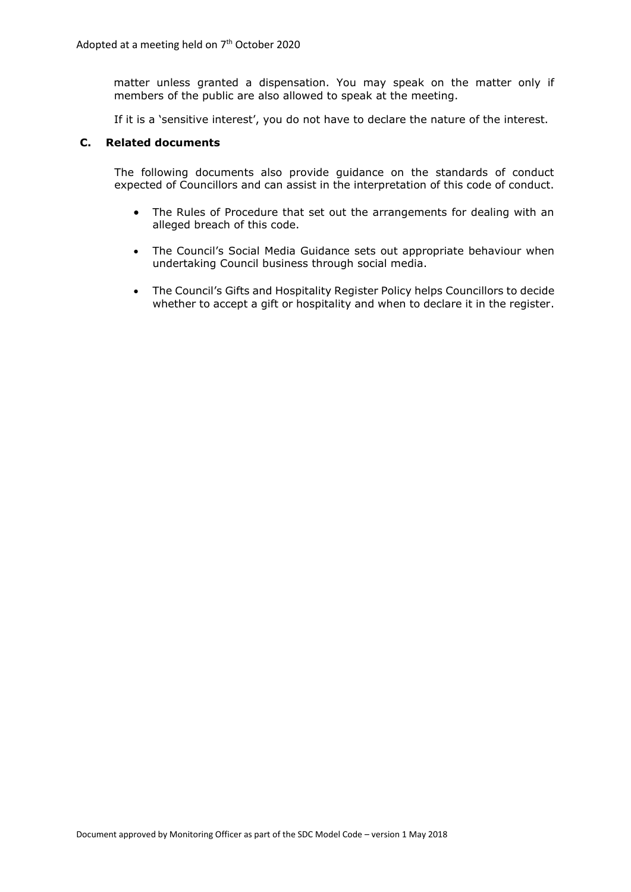matter unless granted a dispensation. You may speak on the matter only if members of the public are also allowed to speak at the meeting.

If it is a 'sensitive interest', you do not have to declare the nature of the interest.

## C. Related documents

The following documents also provide guidance on the standards of conduct expected of Councillors and can assist in the interpretation of this code of conduct.

- The Rules of Procedure that set out the arrangements for dealing with an alleged breach of this code.
- The Council's Social Media Guidance sets out appropriate behaviour when undertaking Council business through social media.
- The Council's Gifts and Hospitality Register Policy helps Councillors to decide whether to accept a gift or hospitality and when to declare it in the register.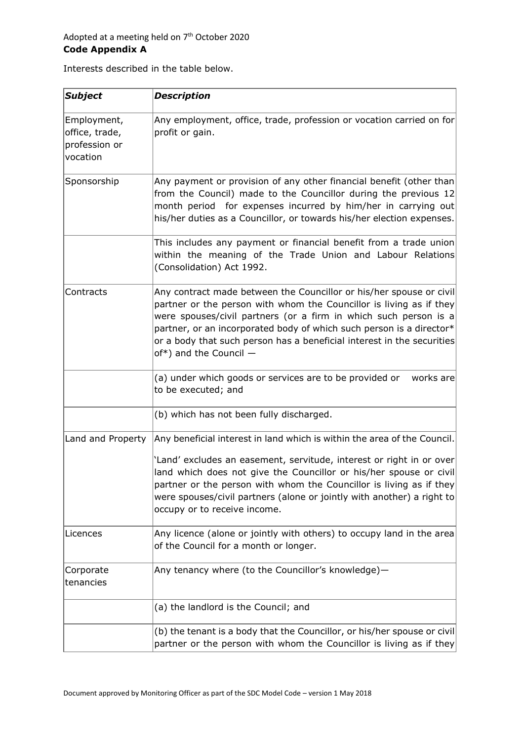Adopted at a meeting held on 7th October 2020

**Code Appendix A**

Interests described in the table below.

| ***Subject*** | ***Description*** |
|---|---|
| Employment, office, trade, profession or vocation | Any employment, office, trade, profession or vocation carried on for profit or gain. |
| Sponsorship | Any payment or provision of any other financial benefit (other than from the Council) made to the Councillor during the previous 12 month period for expenses incurred by him/her in carrying out his/her duties as a Councillor, or towards his/her election expenses. |
| | This includes any payment or financial benefit from a trade union within the meaning of the Trade Union and Labour Relations (Consolidation) Act 1992. |
| Contracts | Any contract made between the Councillor or his/her spouse or civil partner or the person with whom the Councillor is living as if they were spouses/civil partners (or a firm in which such person is a partner, or an incorporated body of which such person is a director* or a body that such person has a beneficial interest in the securities of*) and the Council — |
| | (a) under which goods or services are to be provided or works are to be executed; and |
| | (b) which has not been fully discharged. |
| Land and Property | Any beneficial interest in land which is within the area of the Council.<br><br>'Land' excludes an easement, servitude, interest or right in or over land which does not give the Councillor or his/her spouse or civil partner or the person with whom the Councillor is living as if they were spouses/civil partners (alone or jointly with another) a right to occupy or to receive income. |
| Licences | Any licence (alone or jointly with others) to occupy land in the area of the Council for a month or longer. |
| Corporate tenancies | Any tenancy where (to the Councillor's knowledge)— |
| | (a) the landlord is the Council; and |
| | (b) the tenant is a body that the Councillor, or his/her spouse or civil partner or the person with whom the Councillor is living as if they |

Document approved by Monitoring Officer as part of the SDC Model Code – version 1 May 2018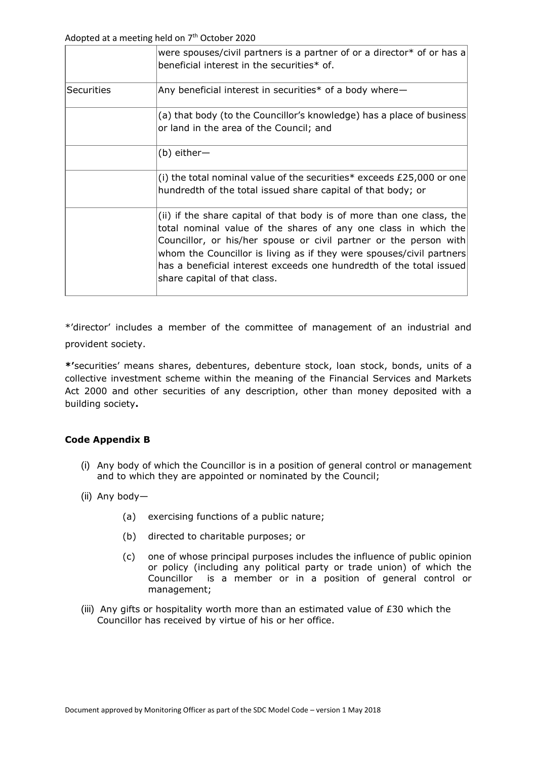| | |
|---|---|
| | were spouses/civil partners is a partner of or a director* of or has a beneficial interest in the securities* of. |
| Securities | Any beneficial interest in securities* of a body where— |
| | (a) that body (to the Councillor's knowledge) has a place of business or land in the area of the Council; and |
| | (b) either— |
| | (i) the total nominal value of the securities* exceeds £25,000 or one hundredth of the total issued share capital of that body; or |
| | (ii) if the share capital of that body is of more than one class, the total nominal value of the shares of any one class in which the Councillor, or his/her spouse or civil partner or the person with whom the Councillor is living as if they were spouses/civil partners has a beneficial interest exceeds one hundredth of the total issued share capital of that class. |

*'director' includes a member of the committee of management of an industrial and provident society.

**\*'**securities' means shares, debentures, debenture stock, loan stock, bonds, units of a collective investment scheme within the meaning of the Financial Services and Markets Act 2000 and other securities of any description, other than money deposited with a building society**.**

**Code Appendix B**

(i) Any body of which the Councillor is in a position of general control or management and to which they are appointed or nominated by the Council;

(ii) Any body—

  (a) exercising functions of a public nature;

  (b) directed to charitable purposes; or

  (c) one of whose principal purposes includes the influence of public opinion or policy (including any political party or trade union) of which the Councillor is a member or in a position of general control or management;

(iii) Any gifts or hospitality worth more than an estimated value of £30 which the Councillor has received by virtue of his or her office.